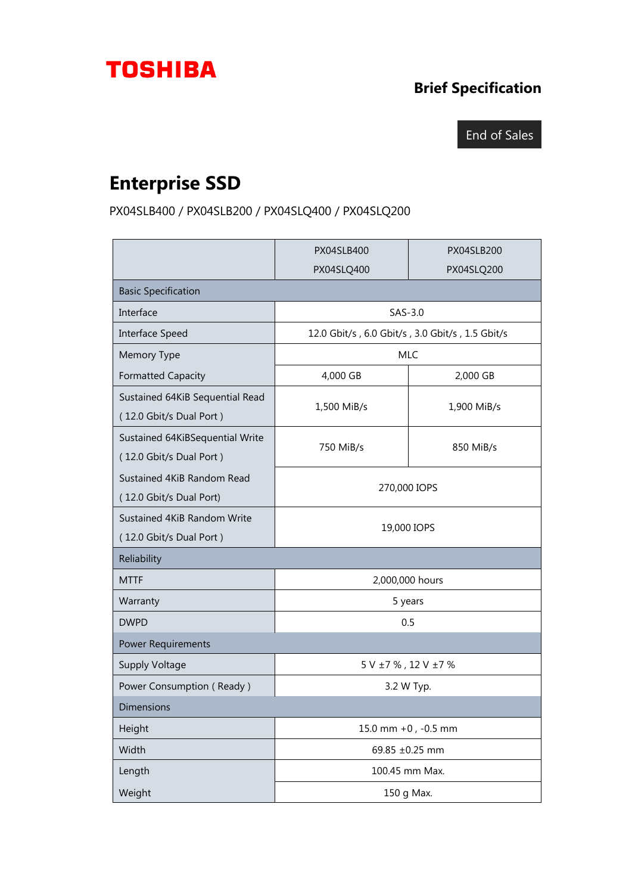TOSHIBA

**Brief Specification**

End of Sales

# Enterprise SSD

PX04SLB400 / PX04SLB200 / PX04SLQ400 / PX04SLQ200

| | PX04SLB400<br>PX04SLQ400 | PX04SLB200<br>PX04SLQ200 |
|---|---|---|
| Basic Specification | | |
| Interface | SAS-3.0 | |
| Interface Speed | 12.0 Gbit/s , 6.0 Gbit/s , 3.0 Gbit/s , 1.5 Gbit/s | |
| Memory Type | MLC | |
| Formatted Capacity | 4,000 GB | 2,000 GB |
| Sustained 64KiB Sequential Read ( 12.0 Gbit/s Dual Port ) | 1,500 MiB/s | 1,900 MiB/s |
| Sustained 64KiBSequential Write ( 12.0 Gbit/s Dual Port ) | 750 MiB/s | 850 MiB/s |
| Sustained 4KiB Random Read ( 12.0 Gbit/s Dual Port) | 270,000 IOPS | |
| Sustained 4KiB Random Write ( 12.0 Gbit/s Dual Port ) | 19,000 IOPS | |
| Reliability | | |
| MTTF | 2,000,000 hours | |
| Warranty | 5 years | |
| DWPD | 0.5 | |
| Power Requirements | | |
| Supply Voltage | 5 V ±7 % , 12 V ±7 % | |
| Power Consumption ( Ready ) | 3.2 W Typ. | |
| Dimensions | | |
| Height | 15.0 mm +0 , -0.5 mm | |
| Width | 69.85 ±0.25 mm | |
| Length | 100.45 mm Max. | |
| Weight | 150 g Max. | |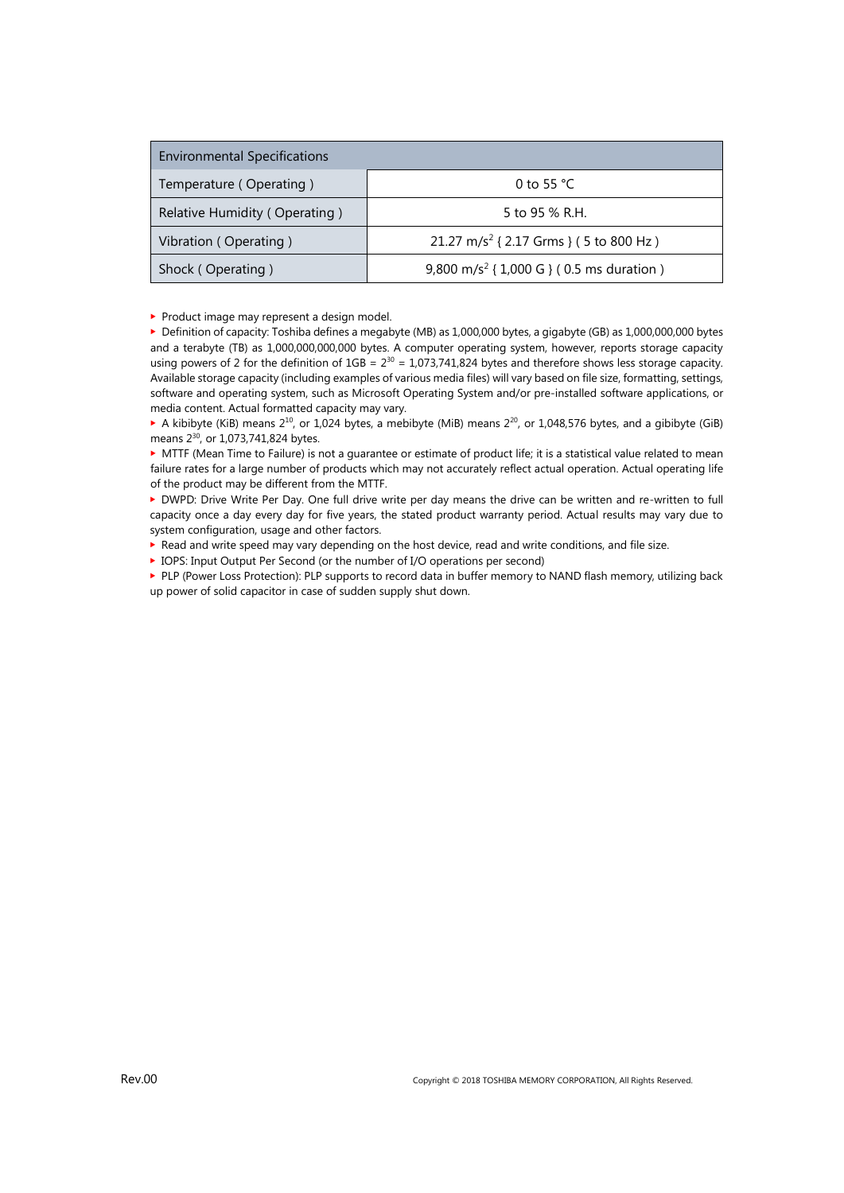| Environmental Specifications | |
|---|---|
| Temperature ( Operating ) | 0 to 55 °C |
| Relative Humidity ( Operating ) | 5 to 95 % R.H. |
| Vibration ( Operating ) | 21.27 $m/s^2$ { 2.17 Grms } ( 5 to 800 Hz ) |
| Shock ( Operating ) | 9,800 $m/s^2$ { 1,000 G } ( 0.5 ms duration ) |

- Product image may represent a design model.
- Definition of capacity: Toshiba defines a megabyte (MB) as 1,000,000 bytes, a gigabyte (GB) as 1,000,000,000 bytes and a terabyte (TB) as 1,000,000,000,000 bytes. A computer operating system, however, reports storage capacity using powers of 2 for the definition of 1GB = $2^{30}$ = 1,073,741,824 bytes and therefore shows less storage capacity. Available storage capacity (including examples of various media files) will vary based on file size, formatting, settings, software and operating system, such as Microsoft Operating System and/or pre-installed software applications, or media content. Actual formatted capacity may vary.
- A kibibyte (KiB) means $2^{10}$, or 1,024 bytes, a mebibyte (MiB) means $2^{20}$, or 1,048,576 bytes, and a gibibyte (GiB) means $2^{30}$, or 1,073,741,824 bytes.
- MTTF (Mean Time to Failure) is not a guarantee or estimate of product life; it is a statistical value related to mean failure rates for a large number of products which may not accurately reflect actual operation. Actual operating life of the product may be different from the MTTF.
- DWPD: Drive Write Per Day. One full drive write per day means the drive can be written and re-written to full capacity once a day every day for five years, the stated product warranty period. Actual results may vary due to system configuration, usage and other factors.
- Read and write speed may vary depending on the host device, read and write conditions, and file size.
- IOPS: Input Output Per Second (or the number of I/O operations per second)
- PLP (Power Loss Protection): PLP supports to record data in buffer memory to NAND flash memory, utilizing back up power of solid capacitor in case of sudden supply shut down.

Rev.00

Copyright © 2018 TOSHIBA MEMORY CORPORATION, All Rights Reserved.